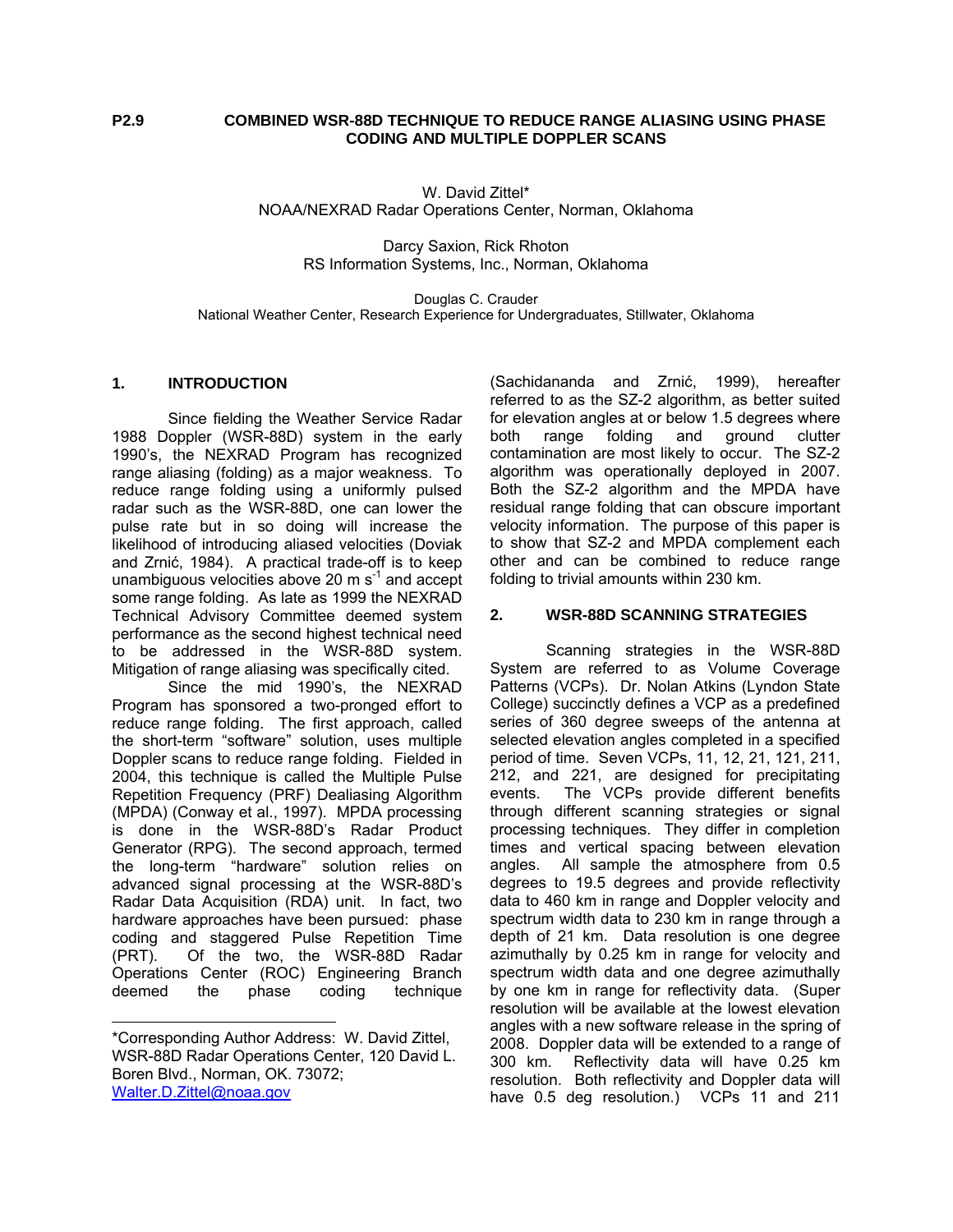**P2.9 COMBINED WSR-88D TECHNIQUE TO REDUCE RANGE ALIASING USING PHASE CODING AND MULTIPLE DOPPLER SCANS**

W. David Zittel*
NOAA/NEXRAD Radar Operations Center, Norman, Oklahoma

Darcy Saxion, Rick Rhoton
RS Information Systems, Inc., Norman, Oklahoma

Douglas C. Crauder
National Weather Center, Research Experience for Undergraduates, Stillwater, Oklahoma

## 1. INTRODUCTION

Since fielding the Weather Service Radar 1988 Doppler (WSR-88D) system in the early 1990's, the NEXRAD Program has recognized range aliasing (folding) as a major weakness. To reduce range folding using a uniformly pulsed radar such as the WSR-88D, one can lower the pulse rate but in so doing will increase the likelihood of introducing aliased velocities (Doviak and Zrnić, 1984). A practical trade-off is to keep unambiguous velocities above 20 m s$^{-1}$ and accept some range folding. As late as 1999 the NEXRAD Technical Advisory Committee deemed system performance as the second highest technical need to be addressed in the WSR-88D system. Mitigation of range aliasing was specifically cited.

Since the mid 1990's, the NEXRAD Program has sponsored a two-pronged effort to reduce range folding. The first approach, called the short-term "software" solution, uses multiple Doppler scans to reduce range folding. Fielded in 2004, this technique is called the Multiple Pulse Repetition Frequency (PRF) Dealiasing Algorithm (MPDA) (Conway et al., 1997). MPDA processing is done in the WSR-88D's Radar Product Generator (RPG). The second approach, termed the long-term "hardware" solution relies on advanced signal processing at the WSR-88D's Radar Data Acquisition (RDA) unit. In fact, two hardware approaches have been pursued: phase coding and staggered Pulse Repetition Time (PRT). Of the two, the WSR-88D Radar Operations Center (ROC) Engineering Branch deemed the phase coding technique (Sachidananda and Zrnić, 1999), hereafter referred to as the SZ-2 algorithm, as better suited for elevation angles at or below 1.5 degrees where both range folding and ground clutter contamination are most likely to occur. The SZ-2 algorithm was operationally deployed in 2007. Both the SZ-2 algorithm and the MPDA have residual range folding that can obscure important velocity information. The purpose of this paper is to show that SZ-2 and MPDA complement each other and can be combined to reduce range folding to trivial amounts within 230 km.

## 2. WSR-88D SCANNING STRATEGIES

Scanning strategies in the WSR-88D System are referred to as Volume Coverage Patterns (VCPs). Dr. Nolan Atkins (Lyndon State College) succinctly defines a VCP as a predefined series of 360 degree sweeps of the antenna at selected elevation angles completed in a specified period of time. Seven VCPs, 11, 12, 21, 121, 211, 212, and 221, are designed for precipitating events. The VCPs provide different benefits through different scanning strategies or signal processing techniques. They differ in completion times and vertical spacing between elevation angles. All sample the atmosphere from 0.5 degrees to 19.5 degrees and provide reflectivity data to 460 km in range and Doppler velocity and spectrum width data to 230 km in range through a depth of 21 km. Data resolution is one degree azimuthally by 0.25 km in range for velocity and spectrum width data and one degree azimuthally by one km in range for reflectivity data. (Super resolution will be available at the lowest elevation angles with a new software release in the spring of 2008. Doppler data will be extended to a range of 300 km. Reflectivity data will have 0.25 km resolution. Both reflectivity and Doppler data will have 0.5 deg resolution.) VCPs 11 and 211

---

*Corresponding Author Address: W. David Zittel, WSR-88D Radar Operations Center, 120 David L. Boren Blvd., Norman, OK. 73072; Walter.D.Zittel@noaa.gov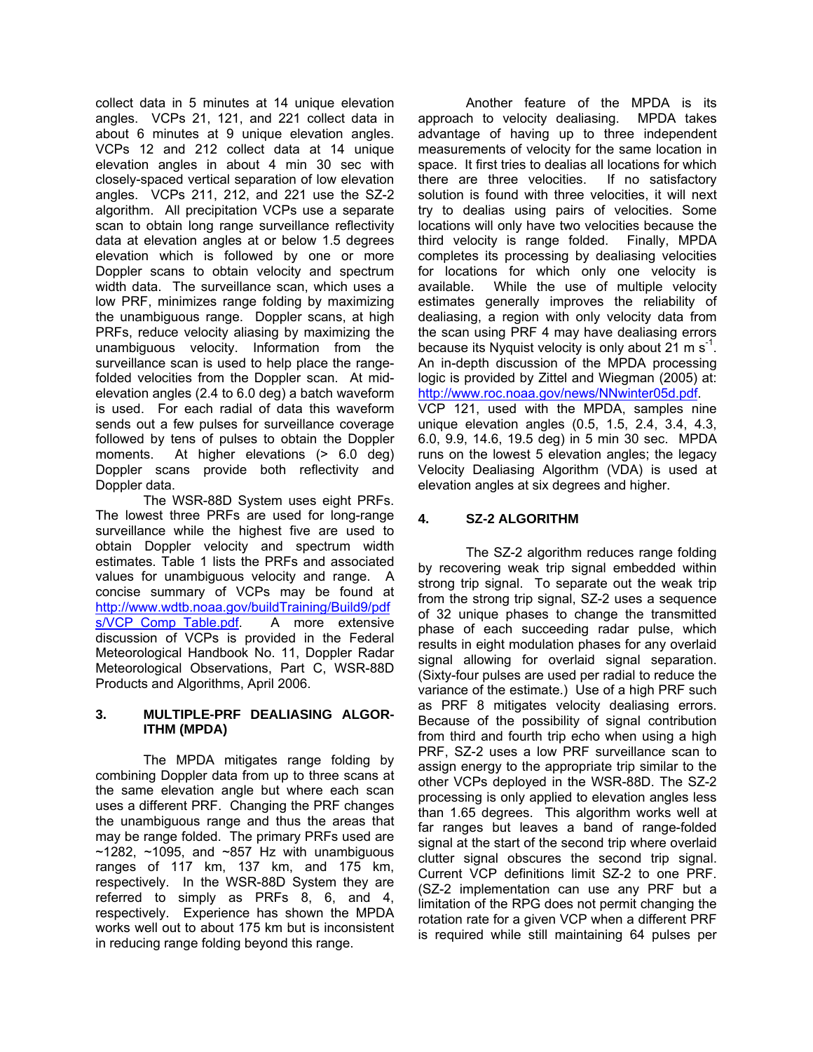collect data in 5 minutes at 14 unique elevation angles. VCPs 21, 121, and 221 collect data in about 6 minutes at 9 unique elevation angles. VCPs 12 and 212 collect data at 14 unique elevation angles in about 4 min 30 sec with closely-spaced vertical separation of low elevation angles. VCPs 211, 212, and 221 use the SZ-2 algorithm. All precipitation VCPs use a separate scan to obtain long range surveillance reflectivity data at elevation angles at or below 1.5 degrees elevation which is followed by one or more Doppler scans to obtain velocity and spectrum width data. The surveillance scan, which uses a low PRF, minimizes range folding by maximizing the unambiguous range. Doppler scans, at high PRFs, reduce velocity aliasing by maximizing the unambiguous velocity. Information from the surveillance scan is used to help place the range-folded velocities from the Doppler scan. At mid-elevation angles (2.4 to 6.0 deg) a batch waveform is used. For each radial of data this waveform sends out a few pulses for surveillance coverage followed by tens of pulses to obtain the Doppler moments. At higher elevations (> 6.0 deg) Doppler scans provide both reflectivity and Doppler data.

The WSR-88D System uses eight PRFs. The lowest three PRFs are used for long-range surveillance while the highest five are used to obtain Doppler velocity and spectrum width estimates. Table 1 lists the PRFs and associated values for unambiguous velocity and range. A concise summary of VCPs may be found at http://www.wdtb.noaa.gov/buildTraining/Build9/pdfs/VCP_Comp_Table.pdf. A more extensive discussion of VCPs is provided in the Federal Meteorological Handbook No. 11, Doppler Radar Meteorological Observations, Part C, WSR-88D Products and Algorithms, April 2006.

## 3. MULTIPLE-PRF DEALIASING ALGORITHM (MPDA)

The MPDA mitigates range folding by combining Doppler data from up to three scans at the same elevation angle but where each scan uses a different PRF. Changing the PRF changes the unambiguous range and thus the areas that may be range folded. The primary PRFs used are ~1282, ~1095, and ~857 Hz with unambiguous ranges of 117 km, 137 km, and 175 km, respectively. In the WSR-88D System they are referred to simply as PRFs 8, 6, and 4, respectively. Experience has shown the MPDA works well out to about 175 km but is inconsistent in reducing range folding beyond this range.

Another feature of the MPDA is its approach to velocity dealiasing. MPDA takes advantage of having up to three independent measurements of velocity for the same location in space. It first tries to dealias all locations for which there are three velocities. If no satisfactory solution is found with three velocities, it will next try to dealias using pairs of velocities. Some locations will only have two velocities because the third velocity is range folded. Finally, MPDA completes its processing by dealiasing velocities for locations for which only one velocity is available. While the use of multiple velocity estimates generally improves the reliability of dealiasing, a region with only velocity data from the scan using PRF 4 may have dealiasing errors because its Nyquist velocity is only about 21 m s$^{-1}$. An in-depth discussion of the MPDA processing logic is provided by Zittel and Wiegman (2005) at: http://www.roc.noaa.gov/news/NNwinter05d.pdf.

VCP 121, used with the MPDA, samples nine unique elevation angles (0.5, 1.5, 2.4, 3.4, 4.3, 6.0, 9.9, 14.6, 19.5 deg) in 5 min 30 sec. MPDA runs on the lowest 5 elevation angles; the legacy Velocity Dealiasing Algorithm (VDA) is used at elevation angles at six degrees and higher.

## 4. SZ-2 ALGORITHM

The SZ-2 algorithm reduces range folding by recovering weak trip signal embedded within strong trip signal. To separate out the weak trip from the strong trip signal, SZ-2 uses a sequence of 32 unique phases to change the transmitted phase of each succeeding radar pulse, which results in eight modulation phases for any overlaid signal allowing for overlaid signal separation. (Sixty-four pulses are used per radial to reduce the variance of the estimate.) Use of a high PRF such as PRF 8 mitigates velocity dealiasing errors. Because of the possibility of signal contribution from third and fourth trip echo when using a high PRF, SZ-2 uses a low PRF surveillance scan to assign energy to the appropriate trip similar to the other VCPs deployed in the WSR-88D. The SZ-2 processing is only applied to elevation angles less than 1.65 degrees. This algorithm works well at far ranges but leaves a band of range-folded signal at the start of the second trip where overlaid clutter signal obscures the second trip signal. Current VCP definitions limit SZ-2 to one PRF. (SZ-2 implementation can use any PRF but a limitation of the RPG does not permit changing the rotation rate for a given VCP when a different PRF is required while still maintaining 64 pulses per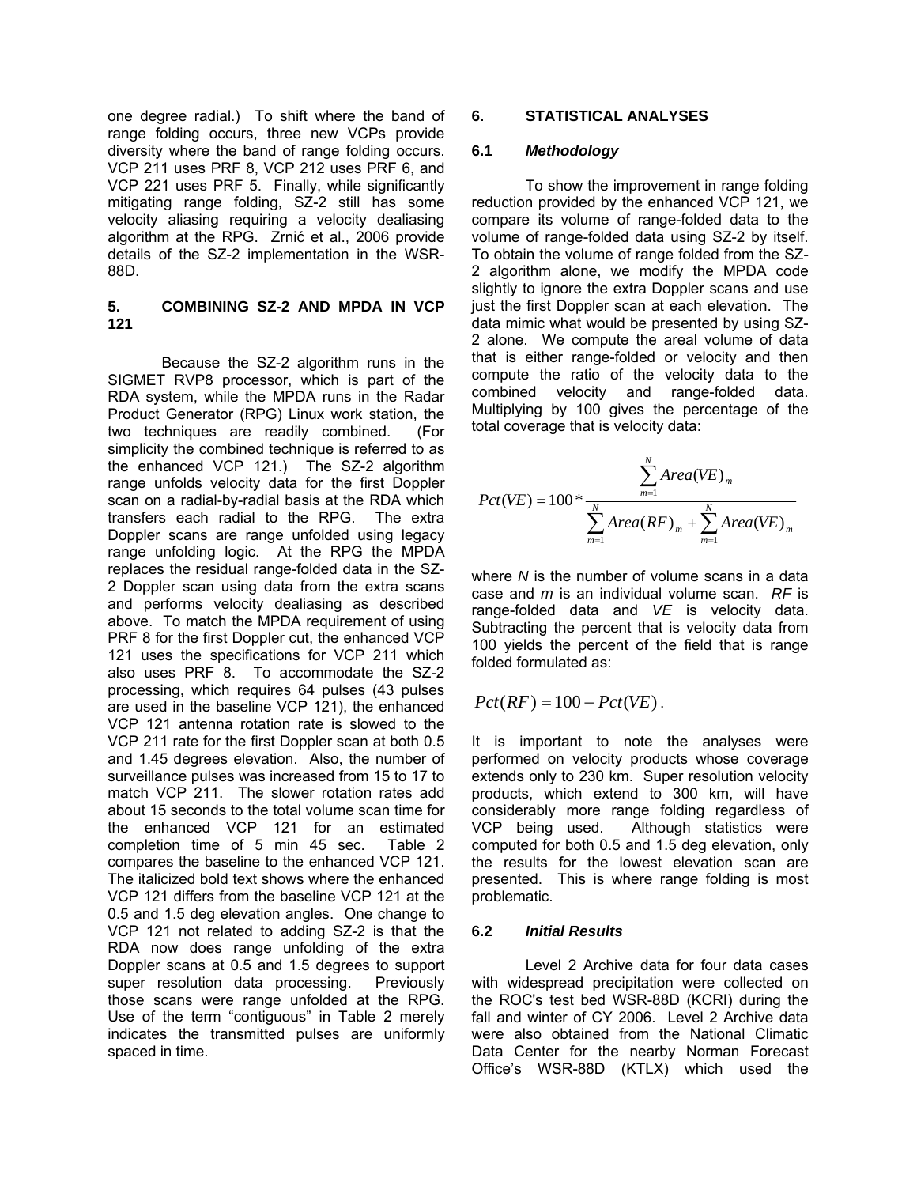one degree radial.) To shift where the band of range folding occurs, three new VCPs provide diversity where the band of range folding occurs. VCP 211 uses PRF 8, VCP 212 uses PRF 6, and VCP 221 uses PRF 5. Finally, while significantly mitigating range folding, SZ-2 still has some velocity aliasing requiring a velocity dealiasing algorithm at the RPG. Zrnić et al., 2006 provide details of the SZ-2 implementation in the WSR-88D.

## 5. COMBINING SZ-2 AND MPDA IN VCP 121

Because the SZ-2 algorithm runs in the SIGMET RVP8 processor, which is part of the RDA system, while the MPDA runs in the Radar Product Generator (RPG) Linux work station, the two techniques are readily combined. (For simplicity the combined technique is referred to as the enhanced VCP 121.) The SZ-2 algorithm range unfolds velocity data for the first Doppler scan on a radial-by-radial basis at the RDA which transfers each radial to the RPG. The extra Doppler scans are range unfolded using legacy range unfolding logic. At the RPG the MPDA replaces the residual range-folded data in the SZ-2 Doppler scan using data from the extra scans and performs velocity dealiasing as described above. To match the MPDA requirement of using PRF 8 for the first Doppler cut, the enhanced VCP 121 uses the specifications for VCP 211 which also uses PRF 8. To accommodate the SZ-2 processing, which requires 64 pulses (43 pulses are used in the baseline VCP 121), the enhanced VCP 121 antenna rotation rate is slowed to the VCP 211 rate for the first Doppler scan at both 0.5 and 1.45 degrees elevation. Also, the number of surveillance pulses was increased from 15 to 17 to match VCP 211. The slower rotation rates add about 15 seconds to the total volume scan time for the enhanced VCP 121 for an estimated completion time of 5 min 45 sec. Table 2 compares the baseline to the enhanced VCP 121. The italicized bold text shows where the enhanced VCP 121 differs from the baseline VCP 121 at the 0.5 and 1.5 deg elevation angles. One change to VCP 121 not related to adding SZ-2 is that the RDA now does range unfolding of the extra Doppler scans at 0.5 and 1.5 degrees to support super resolution data processing. Previously those scans were range unfolded at the RPG. Use of the term "contiguous" in Table 2 merely indicates the transmitted pulses are uniformly spaced in time.

## 6. STATISTICAL ANALYSES

### 6.1 *Methodology*

To show the improvement in range folding reduction provided by the enhanced VCP 121, we compare its volume of range-folded data to the volume of range-folded data using SZ-2 by itself. To obtain the volume of range folded from the SZ-2 algorithm alone, we modify the MPDA code slightly to ignore the extra Doppler scans and use just the first Doppler scan at each elevation. The data mimic what would be presented by using SZ-2 alone. We compute the areal volume of data that is either range-folded or velocity and then compute the ratio of the velocity data to the combined velocity and range-folded data. Multiplying by 100 gives the percentage of the total coverage that is velocity data:

$$Pct(VE) = 100 * \frac{\sum_{m=1}^{N} Area(VE)_m}{\sum_{m=1}^{N} Area(RF)_m + \sum_{m=1}^{N} Area(VE)_m}$$

where $N$ is the number of volume scans in a data case and $m$ is an individual volume scan. $RF$ is range-folded data and $VE$ is velocity data. Subtracting the percent that is velocity data from 100 yields the percent of the field that is range folded formulated as:

$$Pct(RF) = 100 - Pct(VE).$$

It is important to note the analyses were performed on velocity products whose coverage extends only to 230 km. Super resolution velocity products, which extend to 300 km, will have considerably more range folding regardless of VCP being used. Although statistics were computed for both 0.5 and 1.5 deg elevation, only the results for the lowest elevation scan are presented. This is where range folding is most problematic.

### 6.2 *Initial Results*

Level 2 Archive data for four data cases with widespread precipitation were collected on the ROC's test bed WSR-88D (KCRI) during the fall and winter of CY 2006. Level 2 Archive data were also obtained from the National Climatic Data Center for the nearby Norman Forecast Office's WSR-88D (KTLX) which used the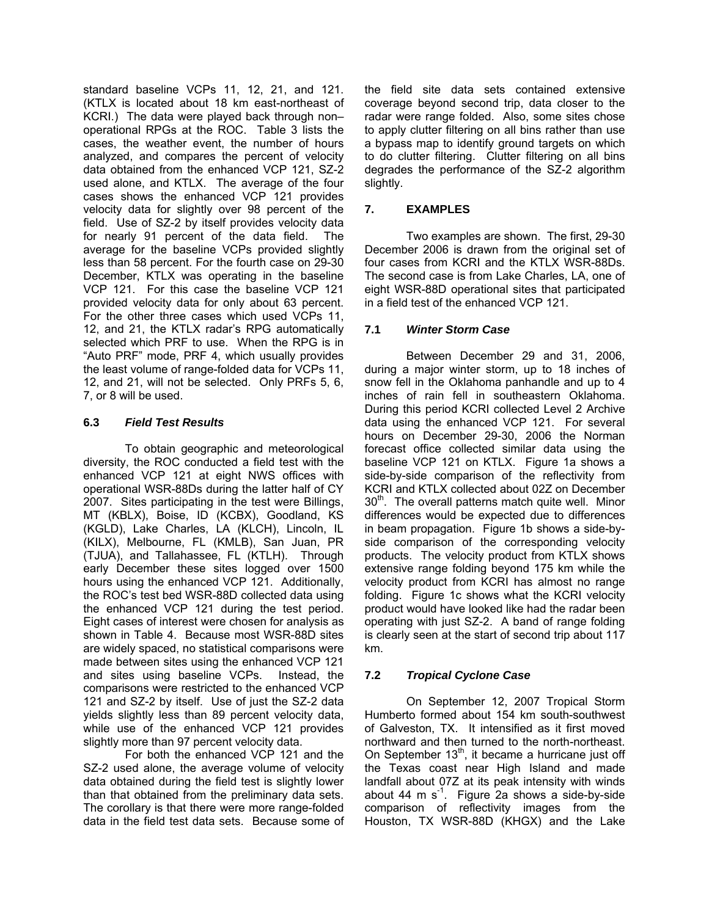standard baseline VCPs 11, 12, 21, and 121. (KTLX is located about 18 km east-northeast of KCRI.) The data were played back through non–operational RPGs at the ROC. Table 3 lists the cases, the weather event, the number of hours analyzed, and compares the percent of velocity data obtained from the enhanced VCP 121, SZ-2 used alone, and KTLX. The average of the four cases shows the enhanced VCP 121 provides velocity data for slightly over 98 percent of the field. Use of SZ-2 by itself provides velocity data for nearly 91 percent of the data field. The average for the baseline VCPs provided slightly less than 58 percent. For the fourth case on 29-30 December, KTLX was operating in the baseline VCP 121. For this case the baseline VCP 121 provided velocity data for only about 63 percent. For the other three cases which used VCPs 11, 12, and 21, the KTLX radar's RPG automatically selected which PRF to use. When the RPG is in "Auto PRF" mode, PRF 4, which usually provides the least volume of range-folded data for VCPs 11, 12, and 21, will not be selected. Only PRFs 5, 6, 7, or 8 will be used.

### 6.3 *Field Test Results*

To obtain geographic and meteorological diversity, the ROC conducted a field test with the enhanced VCP 121 at eight NWS offices with operational WSR-88Ds during the latter half of CY 2007. Sites participating in the test were Billings, MT (KBLX), Boise, ID (KCBX), Goodland, KS (KGLD), Lake Charles, LA (KLCH), Lincoln, IL (KILX), Melbourne, FL (KMLB), San Juan, PR (TJUA), and Tallahassee, FL (KTLH). Through early December these sites logged over 1500 hours using the enhanced VCP 121. Additionally, the ROC's test bed WSR-88D collected data using the enhanced VCP 121 during the test period. Eight cases of interest were chosen for analysis as shown in Table 4. Because most WSR-88D sites are widely spaced, no statistical comparisons were made between sites using the enhanced VCP 121 and sites using baseline VCPs. Instead, the comparisons were restricted to the enhanced VCP 121 and SZ-2 by itself. Use of just the SZ-2 data yields slightly less than 89 percent velocity data, while use of the enhanced VCP 121 provides slightly more than 97 percent velocity data.

For both the enhanced VCP 121 and the SZ-2 used alone, the average volume of velocity data obtained during the field test is slightly lower than that obtained from the preliminary data sets. The corollary is that there were more range-folded data in the field test data sets. Because some of the field site data sets contained extensive coverage beyond second trip, data closer to the radar were range folded. Also, some sites chose to apply clutter filtering on all bins rather than use a bypass map to identify ground targets on which to do clutter filtering. Clutter filtering on all bins degrades the performance of the SZ-2 algorithm slightly.

## 7. EXAMPLES

Two examples are shown. The first, 29-30 December 2006 is drawn from the original set of four cases from KCRI and the KTLX WSR-88Ds. The second case is from Lake Charles, LA, one of eight WSR-88D operational sites that participated in a field test of the enhanced VCP 121.

### 7.1 *Winter Storm Case*

Between December 29 and 31, 2006, during a major winter storm, up to 18 inches of snow fell in the Oklahoma panhandle and up to 4 inches of rain fell in southeastern Oklahoma. During this period KCRI collected Level 2 Archive data using the enhanced VCP 121. For several hours on December 29-30, 2006 the Norman forecast office collected similar data using the baseline VCP 121 on KTLX. Figure 1a shows a side-by-side comparison of the reflectivity from KCRI and KTLX collected about 02Z on December 30th. The overall patterns match quite well. Minor differences would be expected due to differences in beam propagation. Figure 1b shows a side-by-side comparison of the corresponding velocity products. The velocity product from KTLX shows extensive range folding beyond 175 km while the velocity product from KCRI has almost no range folding. Figure 1c shows what the KCRI velocity product would have looked like had the radar been operating with just SZ-2. A band of range folding is clearly seen at the start of second trip about 117 km.

### 7.2 *Tropical Cyclone Case*

On September 12, 2007 Tropical Storm Humberto formed about 154 km south-southwest of Galveston, TX. It intensified as it first moved northward and then turned to the north-northeast. On September 13th, it became a hurricane just off the Texas coast near High Island and made landfall about 07Z at its peak intensity with winds about 44 m $s^{-1}$. Figure 2a shows a side-by-side comparison of reflectivity images from the Houston, TX WSR-88D (KHGX) and the Lake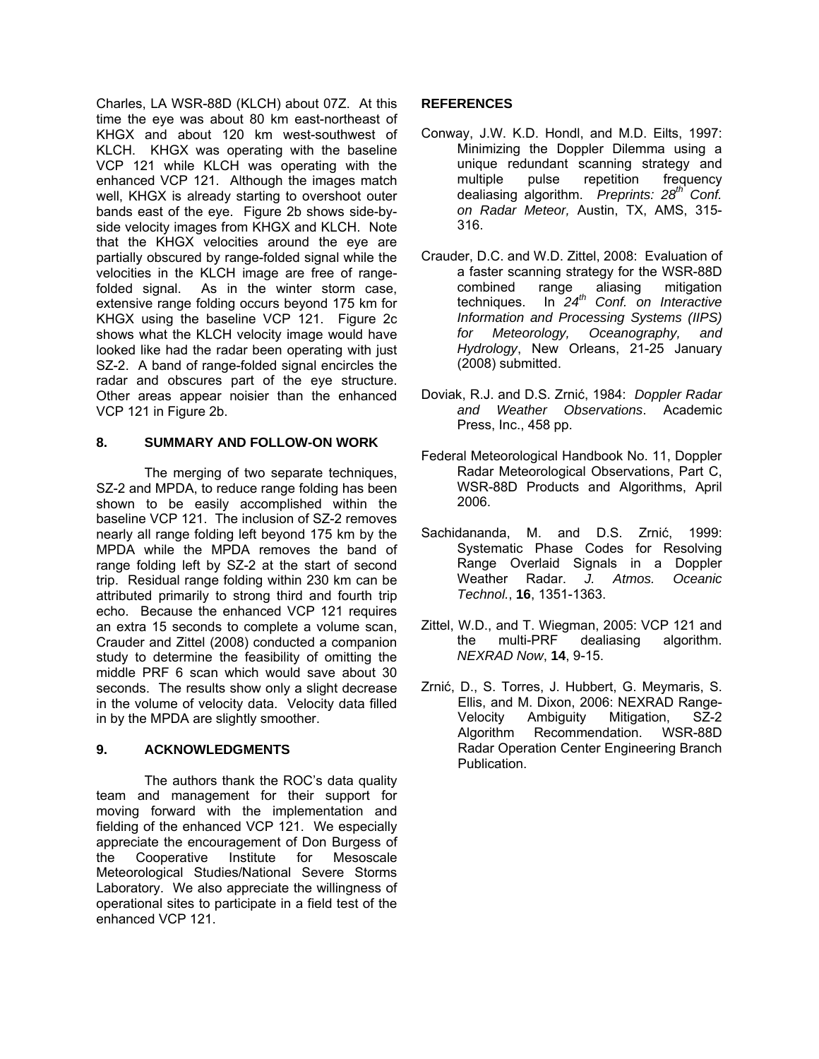Charles, LA WSR-88D (KLCH) about 07Z. At this time the eye was about 80 km east-northeast of KHGX and about 120 km west-southwest of KLCH. KHGX was operating with the baseline VCP 121 while KLCH was operating with the enhanced VCP 121. Although the images match well, KHGX is already starting to overshoot outer bands east of the eye. Figure 2b shows side-by-side velocity images from KHGX and KLCH. Note that the KHGX velocities around the eye are partially obscured by range-folded signal while the velocities in the KLCH image are free of range-folded signal. As in the winter storm case, extensive range folding occurs beyond 175 km for KHGX using the baseline VCP 121. Figure 2c shows what the KLCH velocity image would have looked like had the radar been operating with just SZ-2. A band of range-folded signal encircles the radar and obscures part of the eye structure. Other areas appear noisier than the enhanced VCP 121 in Figure 2b.

## 8. SUMMARY AND FOLLOW-ON WORK

The merging of two separate techniques, SZ-2 and MPDA, to reduce range folding has been shown to be easily accomplished within the baseline VCP 121. The inclusion of SZ-2 removes nearly all range folding left beyond 175 km by the MPDA while the MPDA removes the band of range folding left by SZ-2 at the start of second trip. Residual range folding within 230 km can be attributed primarily to strong third and fourth trip echo. Because the enhanced VCP 121 requires an extra 15 seconds to complete a volume scan, Crauder and Zittel (2008) conducted a companion study to determine the feasibility of omitting the middle PRF 6 scan which would save about 30 seconds. The results show only a slight decrease in the volume of velocity data. Velocity data filled in by the MPDA are slightly smoother.

## 9. ACKNOWLEDGMENTS

The authors thank the ROC's data quality team and management for their support for moving forward with the implementation and fielding of the enhanced VCP 121. We especially appreciate the encouragement of Don Burgess of the Cooperative Institute for Mesoscale Meteorological Studies/National Severe Storms Laboratory. We also appreciate the willingness of operational sites to participate in a field test of the enhanced VCP 121.

## REFERENCES

Conway, J.W. K.D. Hondl, and M.D. Eilts, 1997: Minimizing the Doppler Dilemma using a unique redundant scanning strategy and multiple pulse repetition frequency dealiasing algorithm. *Preprints: 28th Conf. on Radar Meteor,* Austin, TX, AMS, 315-316.

Crauder, D.C. and W.D. Zittel, 2008: Evaluation of a faster scanning strategy for the WSR-88D combined range aliasing mitigation techniques. In *24th Conf. on Interactive Information and Processing Systems (IIPS) for Meteorology, Oceanography, and Hydrology*, New Orleans, 21-25 January (2008) submitted.

Doviak, R.J. and D.S. Zrnić, 1984: *Doppler Radar and Weather Observations*. Academic Press, Inc., 458 pp.

Federal Meteorological Handbook No. 11, Doppler Radar Meteorological Observations, Part C, WSR-88D Products and Algorithms, April 2006.

Sachidananda, M. and D.S. Zrnić, 1999: Systematic Phase Codes for Resolving Range Overlaid Signals in a Doppler Weather Radar. *J. Atmos. Oceanic Technol.*, **16**, 1351-1363.

Zittel, W.D., and T. Wiegman, 2005: VCP 121 and the multi-PRF dealiasing algorithm. *NEXRAD Now*, **14**, 9-15.

Zrnić, D., S. Torres, J. Hubbert, G. Meymaris, S. Ellis, and M. Dixon, 2006: NEXRAD Range-Velocity Ambiguity Mitigation, SZ-2 Algorithm Recommendation. WSR-88D Radar Operation Center Engineering Branch Publication.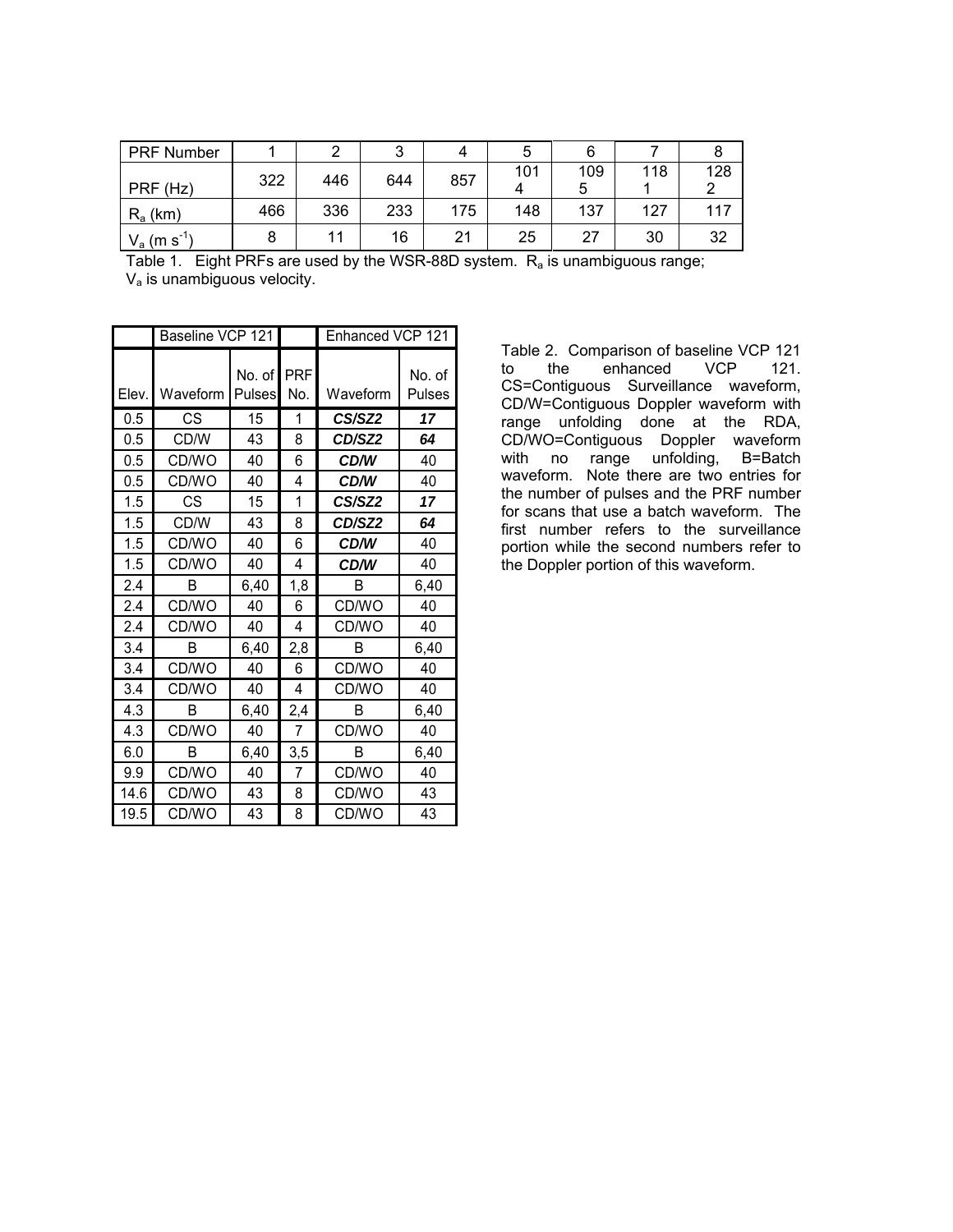| PRF Number | 1 | 2 | 3 | 4 | 5 | 6 | 7 | 8 |
|---|---|---|---|---|---|---|---|---|
| PRF (Hz) | 322 | 446 | 644 | 857 | 1014 | 1095 | 1181 | 1282 |
| $R_a$ (km) | 466 | 336 | 233 | 175 | 148 | 137 | 127 | 117 |
| $V_a$ (m $s^{-1}$) | 8 | 11 | 16 | 21 | 25 | 27 | 30 | 32 |

Table 1. Eight PRFs are used by the WSR-88D system. $R_a$ is unambiguous range; $V_a$ is unambiguous velocity.

| | Baseline VCP 121 | | | Enhanced VCP 121 | |
|---|---|---|---|---|---|
| Elev. | Waveform | No. of Pulses | PRF No. | Waveform | No. of Pulses |
| 0.5 | CS | 15 | 1 | ***CS/SZ2*** | ***17*** |
| 0.5 | CD/W | 43 | 8 | ***CD/SZ2*** | ***64*** |
| 0.5 | CD/WO | 40 | 6 | ***CD/W*** | 40 |
| 0.5 | CD/WO | 40 | 4 | ***CD/W*** | 40 |
| 1.5 | CS | 15 | 1 | ***CS/SZ2*** | ***17*** |
| 1.5 | CD/W | 43 | 8 | ***CD/SZ2*** | ***64*** |
| 1.5 | CD/WO | 40 | 6 | ***CD/W*** | 40 |
| 1.5 | CD/WO | 40 | 4 | ***CD/W*** | 40 |
| 2.4 | B | 6,40 | 1,8 | B | 6,40 |
| 2.4 | CD/WO | 40 | 6 | CD/WO | 40 |
| 2.4 | CD/WO | 40 | 4 | CD/WO | 40 |
| 3.4 | B | 6,40 | 2,8 | B | 6,40 |
| 3.4 | CD/WO | 40 | 6 | CD/WO | 40 |
| 3.4 | CD/WO | 40 | 4 | CD/WO | 40 |
| 4.3 | B | 6,40 | 2,4 | B | 6,40 |
| 4.3 | CD/WO | 40 | 7 | CD/WO | 40 |
| 6.0 | B | 6,40 | 3,5 | B | 6,40 |
| 9.9 | CD/WO | 40 | 7 | CD/WO | 40 |
| 14.6 | CD/WO | 43 | 8 | CD/WO | 43 |
| 19.5 | CD/WO | 43 | 8 | CD/WO | 43 |

Table 2. Comparison of baseline VCP 121 to the enhanced VCP 121. CS=Contiguous Surveillance waveform, CD/W=Contiguous Doppler waveform with range unfolding done at the RDA, CD/WO=Contiguous Doppler waveform with no range unfolding, B=Batch waveform. Note there are two entries for the number of pulses and the PRF number for scans that use a batch waveform. The first number refers to the surveillance portion while the second numbers refer to the Doppler portion of this waveform.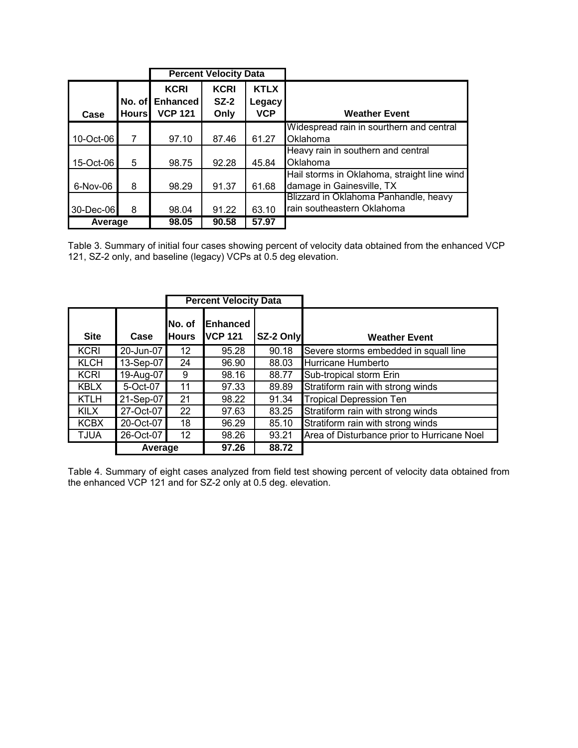| | | Percent Velocity Data | | | |
|---|---|---|---|---|---|
| Case | No. of Hours | KCRI Enhanced VCP 121 | KCRI SZ-2 Only | KTLX Legacy VCP | Weather Event |
| 10-Oct-06 | 7 | 97.10 | 87.46 | 61.27 | Widespread rain in sourthern and central Oklahoma |
| 15-Oct-06 | 5 | 98.75 | 92.28 | 45.84 | Heavy rain in southern and central Oklahoma |
| 6-Nov-06 | 8 | 98.29 | 91.37 | 61.68 | Hail storms in Oklahoma, straight line wind damage in Gainesville, TX |
| 30-Dec-06 | 8 | 98.04 | 91.22 | 63.10 | Blizzard in Oklahoma Panhandle, heavy rain southeastern Oklahoma |
| Average | | 98.05 | 90.58 | 57.97 | |

Table 3. Summary of initial four cases showing percent of velocity data obtained from the enhanced VCP 121, SZ-2 only, and baseline (legacy) VCPs at 0.5 deg elevation.

| | | | Percent Velocity Data | | |
|---|---|---|---|---|---|
| Site | Case | No. of Hours | Enhanced VCP 121 | SZ-2 Only | Weather Event |
| KCRI | 20-Jun-07 | 12 | 95.28 | 90.18 | Severe storms embedded in squall line |
| KLCH | 13-Sep-07 | 24 | 96.90 | 88.03 | Hurricane Humberto |
| KCRI | 19-Aug-07 | 9 | 98.16 | 88.77 | Sub-tropical storm Erin |
| KBLX | 5-Oct-07 | 11 | 97.33 | 89.89 | Stratiform rain with strong winds |
| KTLH | 21-Sep-07 | 21 | 98.22 | 91.34 | Tropical Depression Ten |
| KILX | 27-Oct-07 | 22 | 97.63 | 83.25 | Stratiform rain with strong winds |
| KCBX | 20-Oct-07 | 18 | 96.29 | 85.10 | Stratiform rain with strong winds |
| TJUA | 26-Oct-07 | 12 | 98.26 | 93.21 | Area of Disturbance prior to Hurricane Noel |
| | Average | | 97.26 | 88.72 | |

Table 4. Summary of eight cases analyzed from field test showing percent of velocity data obtained from the enhanced VCP 121 and for SZ-2 only at 0.5 deg. elevation.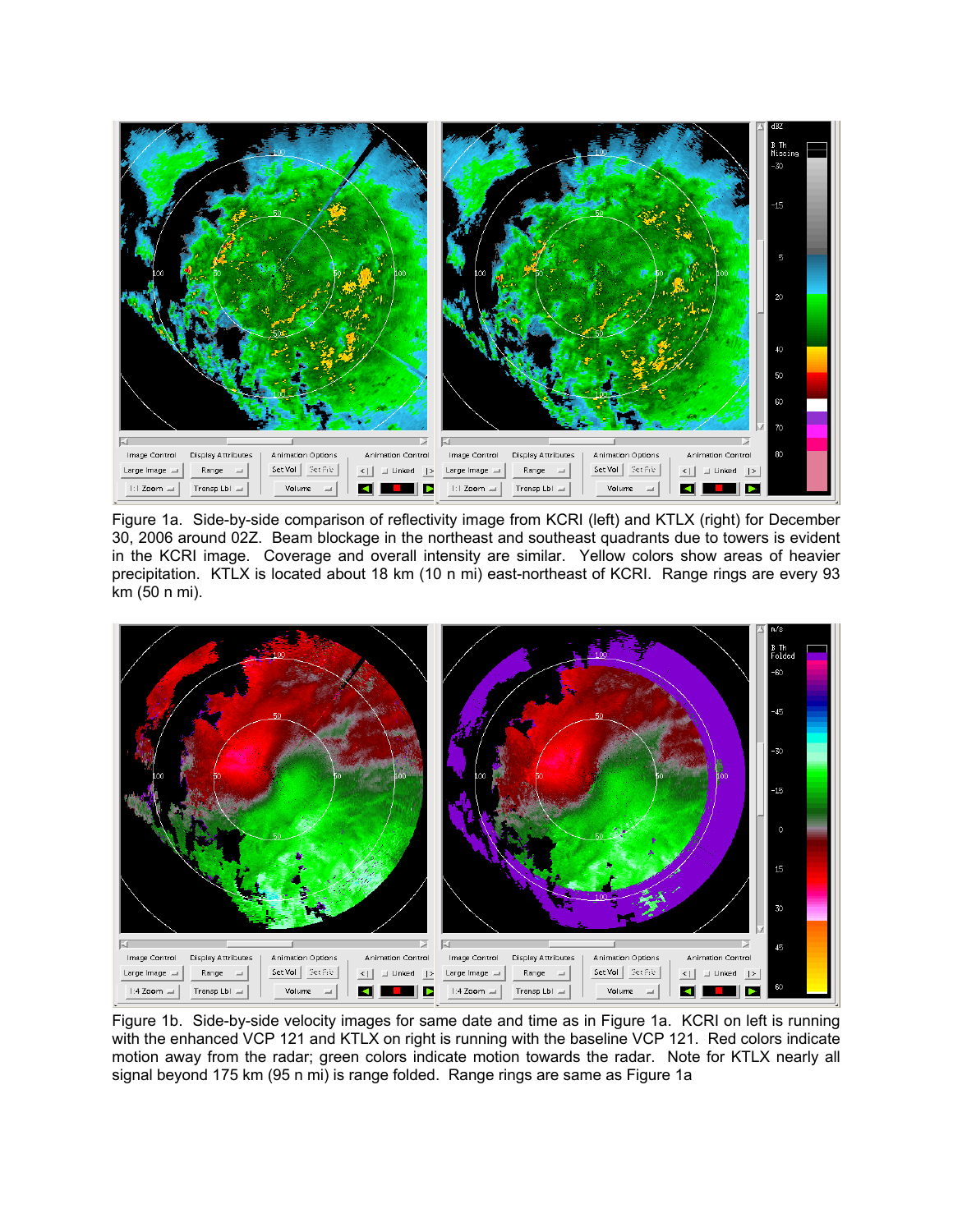Figure 1a. Side-by-side comparison of reflectivity image from KCRI (left) and KTLX (right) for December 30, 2006 around 02Z. Beam blockage in the northeast and southeast quadrants due to towers is evident in the KCRI image. Coverage and overall intensity are similar. Yellow colors show areas of heavier precipitation. KTLX is located about 18 km (10 n mi) east-northeast of KCRI. Range rings are every 93 km (50 n mi).

Figure 1b. Side-by-side velocity images for same date and time as in Figure 1a. KCRI on left is running with the enhanced VCP 121 and KTLX on right is running with the baseline VCP 121. Red colors indicate motion away from the radar; green colors indicate motion towards the radar. Note for KTLX nearly all signal beyond 175 km (95 n mi) is range folded. Range rings are same as Figure 1a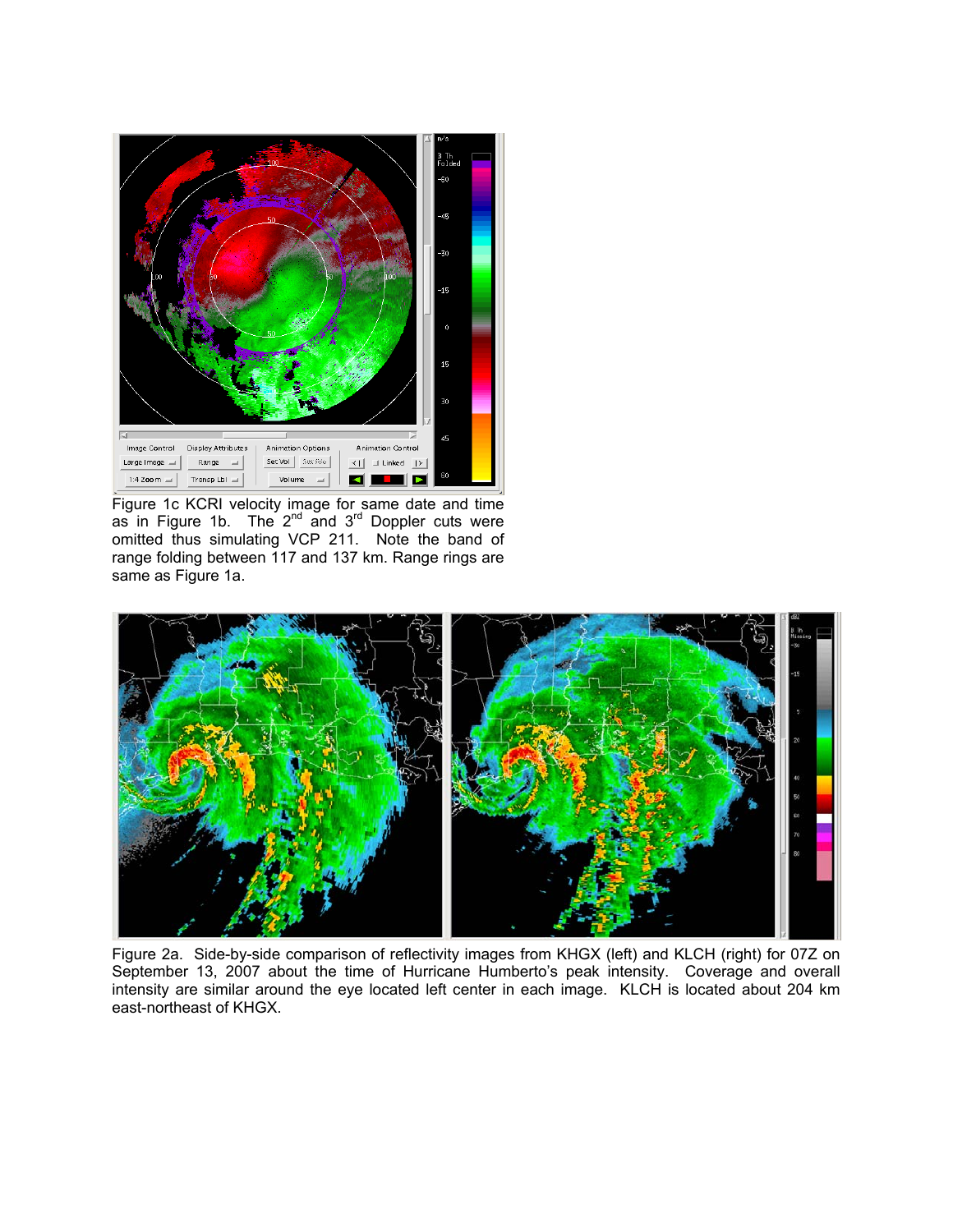Figure 1c KCRI velocity image for same date and time as in Figure 1b. The 2[nd] and 3[rd] Doppler cuts were omitted thus simulating VCP 211. Note the band of range folding between 117 and 137 km. Range rings are same as Figure 1a.

Figure 2a. Side-by-side comparison of reflectivity images from KHGX (left) and KLCH (right) for 07Z on September 13, 2007 about the time of Hurricane Humberto's peak intensity. Coverage and overall intensity are similar around the eye located left center in each image. KLCH is located about 204 km east-northeast of KHGX.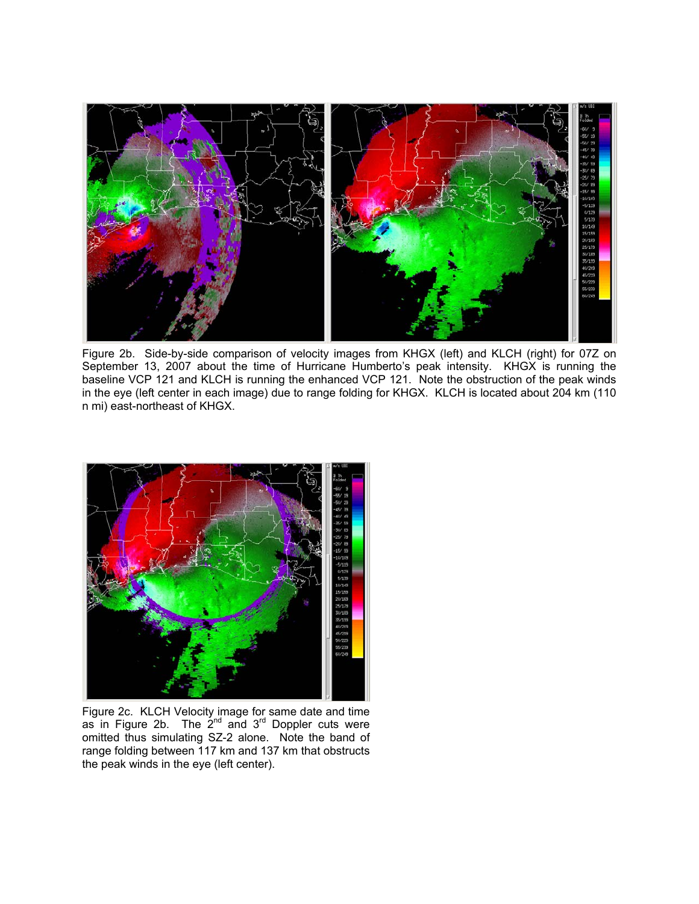Figure 2b. Side-by-side comparison of velocity images from KHGX (left) and KLCH (right) for 07Z on September 13, 2007 about the time of Hurricane Humberto's peak intensity. KHGX is running the baseline VCP 121 and KLCH is running the enhanced VCP 121. Note the obstruction of the peak winds in the eye (left center in each image) due to range folding for KHGX. KLCH is located about 204 km (110 n mi) east-northeast of KHGX.

Figure 2c. KLCH Velocity image for same date and time as in Figure 2b. The 2nd and 3rd Doppler cuts were omitted thus simulating SZ-2 alone. Note the band of range folding between 117 km and 137 km that obstructs the peak winds in the eye (left center).